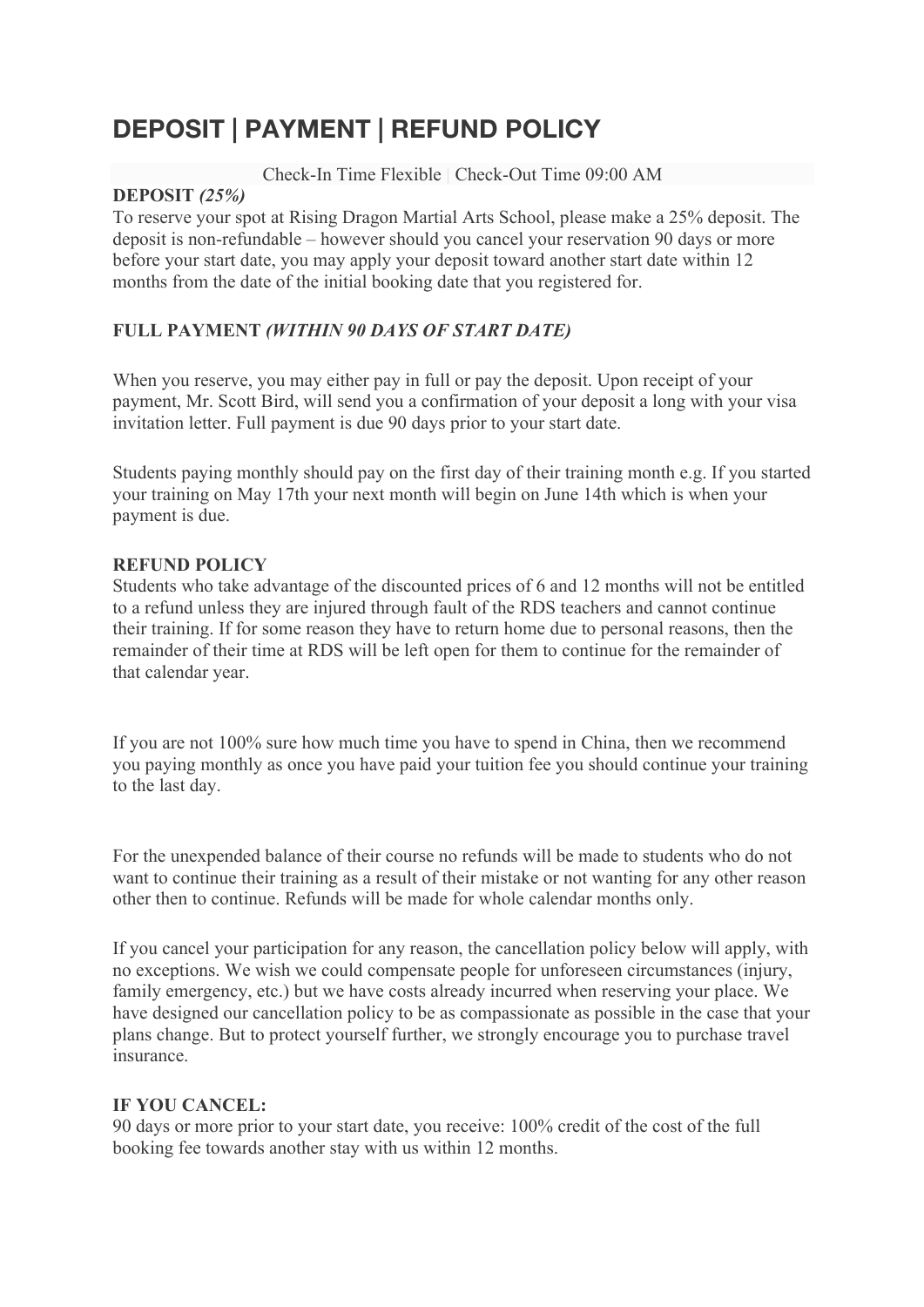# DEPOSIT | PAYMENT | REFUND POLICY

Check-In Time Flexible | Check-Out Time 09:00 AM

**DEPOSIT *(25%)***

To reserve your spot at Rising Dragon Martial Arts School, please make a 25% deposit. The deposit is non-refundable – however should you cancel your reservation 90 days or more before your start date, you may apply your deposit toward another start date within 12 months from the date of the initial booking date that you registered for.

**FULL PAYMENT *(WITHIN 90 DAYS OF START DATE)***

When you reserve, you may either pay in full or pay the deposit. Upon receipt of your payment, Mr. Scott Bird, will send you a confirmation of your deposit a long with your visa invitation letter. Full payment is due 90 days prior to your start date.

Students paying monthly should pay on the first day of their training month e.g. If you started your training on May 17th your next month will begin on June 14th which is when your payment is due.

**REFUND POLICY**

Students who take advantage of the discounted prices of 6 and 12 months will not be entitled to a refund unless they are injured through fault of the RDS teachers and cannot continue their training. If for some reason they have to return home due to personal reasons, then the remainder of their time at RDS will be left open for them to continue for the remainder of that calendar year.

If you are not 100% sure how much time you have to spend in China, then we recommend you paying monthly as once you have paid your tuition fee you should continue your training to the last day.

For the unexpended balance of their course no refunds will be made to students who do not want to continue their training as a result of their mistake or not wanting for any other reason other then to continue. Refunds will be made for whole calendar months only.

If you cancel your participation for any reason, the cancellation policy below will apply, with no exceptions. We wish we could compensate people for unforeseen circumstances (injury, family emergency, etc.) but we have costs already incurred when reserving your place. We have designed our cancellation policy to be as compassionate as possible in the case that your plans change. But to protect yourself further, we strongly encourage you to purchase travel insurance.

**IF YOU CANCEL:**

90 days or more prior to your start date, you receive: 100% credit of the cost of the full booking fee towards another stay with us within 12 months.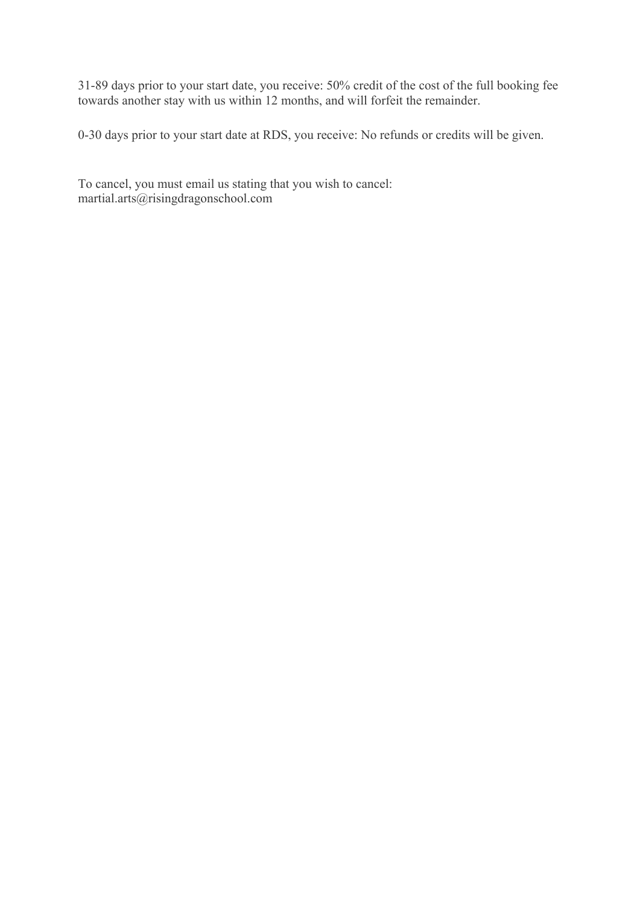31-89 days prior to your start date, you receive: 50% credit of the cost of the full booking fee towards another stay with us within 12 months, and will forfeit the remainder.

0-30 days prior to your start date at RDS, you receive: No refunds or credits will be given.

To cancel, you must email us stating that you wish to cancel:
martial.arts@risingdragonschool.com